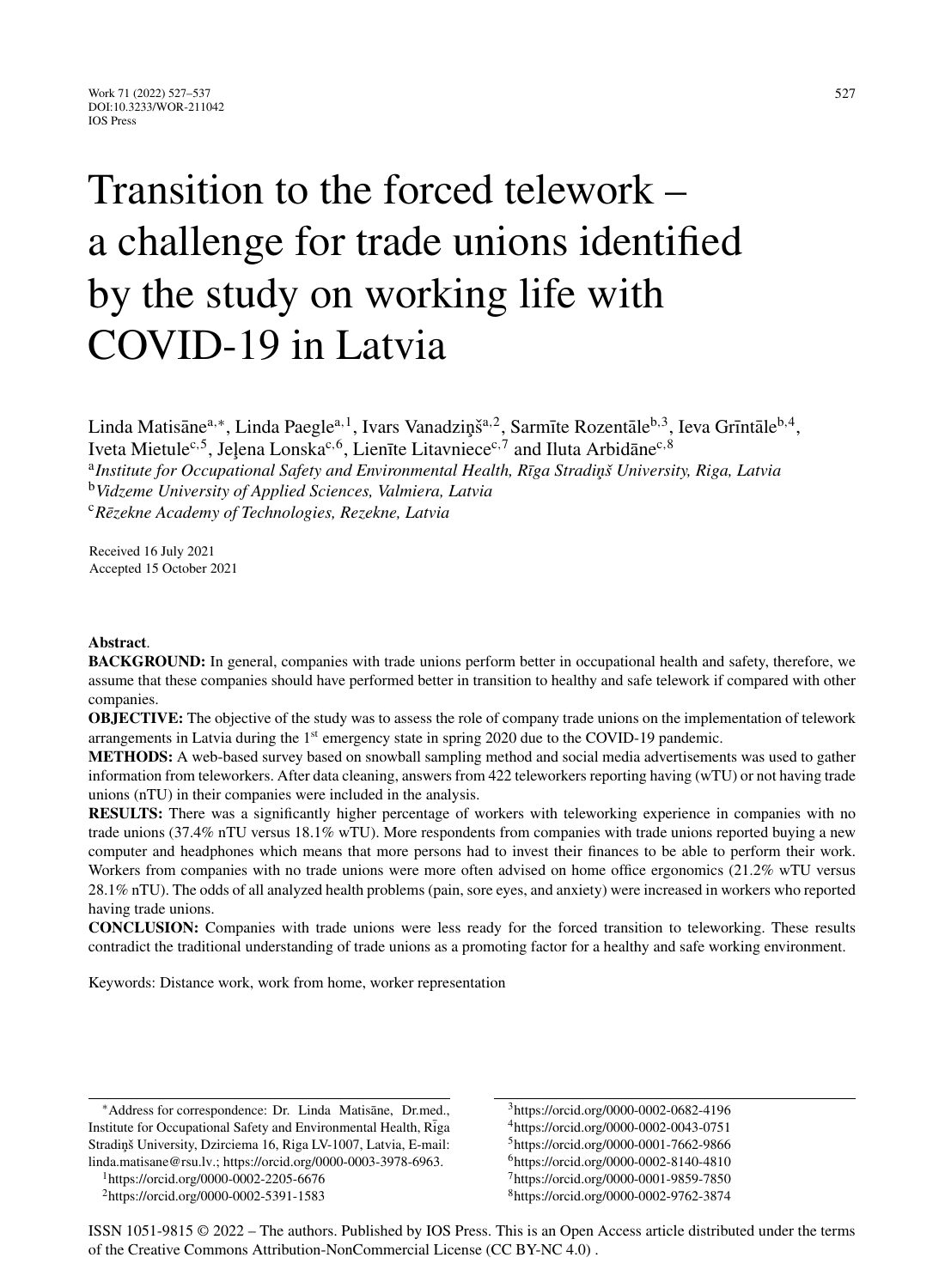# Transition to the forced telework – a challenge for trade unions identified by the study on working life with COVID-19 in Latvia

Linda Matisāne[a,*], Linda Paegle[a,1], Ivars Vanadziņš[a,2], Sarmīte Rozentāle[b,3], Ieva Grīntāle[b,4], Iveta Mietule[c,5], Jeļena Lonska[c,6], Lienīte Litavniece[c,7] and Iluta Arbidāne[c,8]

[a]*Institute for Occupational Safety and Environmental Health, Rīga Stradiņš University, Riga, Latvia*
[b]*Vidzeme University of Applied Sciences, Valmiera, Latvia*
[c]*Rēzekne Academy of Technologies, Rezekne, Latvia*

Received 16 July 2021
Accepted 15 October 2021

**Abstract**.

**BACKGROUND:** In general, companies with trade unions perform better in occupational health and safety, therefore, we assume that these companies should have performed better in transition to healthy and safe telework if compared with other companies.

**OBJECTIVE:** The objective of the study was to assess the role of company trade unions on the implementation of telework arrangements in Latvia during the 1[st] emergency state in spring 2020 due to the COVID-19 pandemic.

**METHODS:** A web-based survey based on snowball sampling method and social media advertisements was used to gather information from teleworkers. After data cleaning, answers from 422 teleworkers reporting having (wTU) or not having trade unions (nTU) in their companies were included in the analysis.

**RESULTS:** There was a significantly higher percentage of workers with teleworking experience in companies with no trade unions (37.4% nTU versus 18.1% wTU). More respondents from companies with trade unions reported buying a new computer and headphones which means that more persons had to invest their finances to be able to perform their work. Workers from companies with no trade unions were more often advised on home office ergonomics (21.2% wTU versus 28.1% nTU). The odds of all analyzed health problems (pain, sore eyes, and anxiety) were increased in workers who reported having trade unions.

**CONCLUSION:** Companies with trade unions were less ready for the forced transition to teleworking. These results contradict the traditional understanding of trade unions as a promoting factor for a healthy and safe working environment.

Keywords: Distance work, work from home, worker representation

---

*Address for correspondence: Dr. Linda Matisāne, Dr.med., Institute for Occupational Safety and Environmental Health, Rīga Stradiņš University, Dzirciema 16, Riga LV-1007, Latvia, E-mail: linda.matisane@rsu.lv.; https://orcid.org/0000-0003-3978-6963.

[1]https://orcid.org/0000-0002-2205-6676
[2]https://orcid.org/0000-0002-5391-1583
[3]https://orcid.org/0000-0002-0682-4196
[4]https://orcid.org/0000-0002-0043-0751
[5]https://orcid.org/0000-0001-7662-9866
[6]https://orcid.org/0000-0002-8140-4810
[7]https://orcid.org/0000-0001-9859-7850
[8]https://orcid.org/0000-0002-9762-3874

ISSN 1051-9815 © 2022 – The authors. Published by IOS Press. This is an Open Access article distributed under the terms of the Creative Commons Attribution-NonCommercial License (CC BY-NC 4.0) .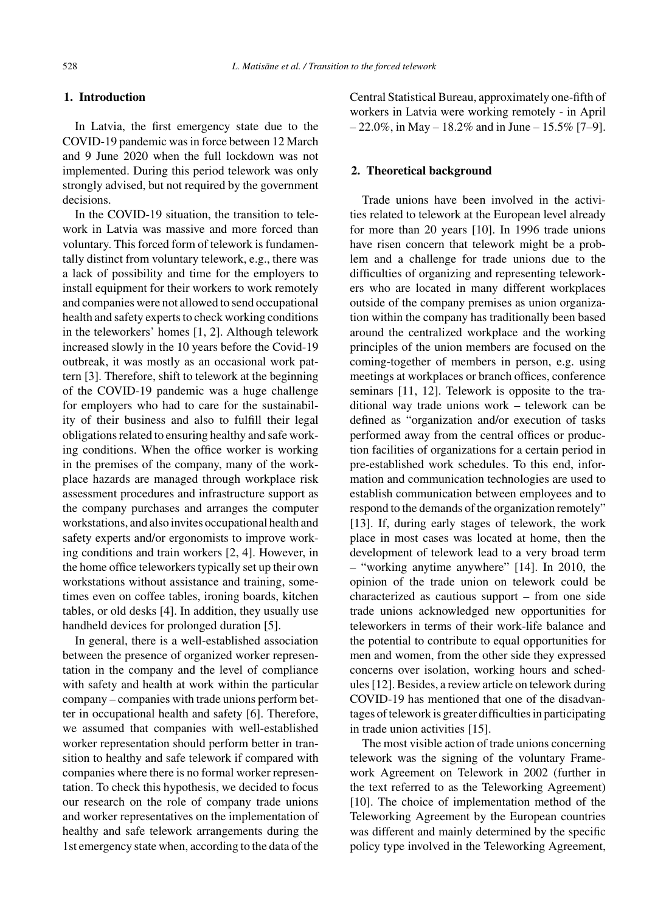## 1. Introduction

In Latvia, the first emergency state due to the COVID-19 pandemic was in force between 12 March and 9 June 2020 when the full lockdown was not implemented. During this period telework was only strongly advised, but not required by the government decisions.

In the COVID-19 situation, the transition to telework in Latvia was massive and more forced than voluntary. This forced form of telework is fundamentally distinct from voluntary telework, e.g., there was a lack of possibility and time for the employers to install equipment for their workers to work remotely and companies were not allowed to send occupational health and safety experts to check working conditions in the teleworkers' homes [1, 2]. Although telework increased slowly in the 10 years before the Covid-19 outbreak, it was mostly as an occasional work pattern [3]. Therefore, shift to telework at the beginning of the COVID-19 pandemic was a huge challenge for employers who had to care for the sustainability of their business and also to fulfill their legal obligations related to ensuring healthy and safe working conditions. When the office worker is working in the premises of the company, many of the workplace hazards are managed through workplace risk assessment procedures and infrastructure support as the company purchases and arranges the computer workstations, and also invites occupational health and safety experts and/or ergonomists to improve working conditions and train workers [2, 4]. However, in the home office teleworkers typically set up their own workstations without assistance and training, sometimes even on coffee tables, ironing boards, kitchen tables, or old desks [4]. In addition, they usually use handheld devices for prolonged duration [5].

In general, there is a well-established association between the presence of organized worker representation in the company and the level of compliance with safety and health at work within the particular company – companies with trade unions perform better in occupational health and safety [6]. Therefore, we assumed that companies with well-established worker representation should perform better in transition to healthy and safe telework if compared with companies where there is no formal worker representation. To check this hypothesis, we decided to focus our research on the role of company trade unions and worker representatives on the implementation of healthy and safe telework arrangements during the 1st emergency state when, according to the data of the Central Statistical Bureau, approximately one-fifth of workers in Latvia were working remotely - in April – 22.0%, in May – 18.2% and in June – 15.5% [7–9].

## 2. Theoretical background

Trade unions have been involved in the activities related to telework at the European level already for more than 20 years [10]. In 1996 trade unions have risen concern that telework might be a problem and a challenge for trade unions due to the difficulties of organizing and representing teleworkers who are located in many different workplaces outside of the company premises as union organization within the company has traditionally been based around the centralized workplace and the working principles of the union members are focused on the coming-together of members in person, e.g. using meetings at workplaces or branch offices, conference seminars [11, 12]. Telework is opposite to the traditional way trade unions work – telework can be defined as "organization and/or execution of tasks performed away from the central offices or production facilities of organizations for a certain period in pre-established work schedules. To this end, information and communication technologies are used to establish communication between employees and to respond to the demands of the organization remotely" [13]. If, during early stages of telework, the work place in most cases was located at home, then the development of telework lead to a very broad term – "working anytime anywhere" [14]. In 2010, the opinion of the trade union on telework could be characterized as cautious support – from one side trade unions acknowledged new opportunities for teleworkers in terms of their work-life balance and the potential to contribute to equal opportunities for men and women, from the other side they expressed concerns over isolation, working hours and schedules [12]. Besides, a review article on telework during COVID-19 has mentioned that one of the disadvantages of telework is greater difficulties in participating in trade union activities [15].

The most visible action of trade unions concerning telework was the signing of the voluntary Framework Agreement on Telework in 2002 (further in the text referred to as the Teleworking Agreement) [10]. The choice of implementation method of the Teleworking Agreement by the European countries was different and mainly determined by the specific policy type involved in the Teleworking Agreement,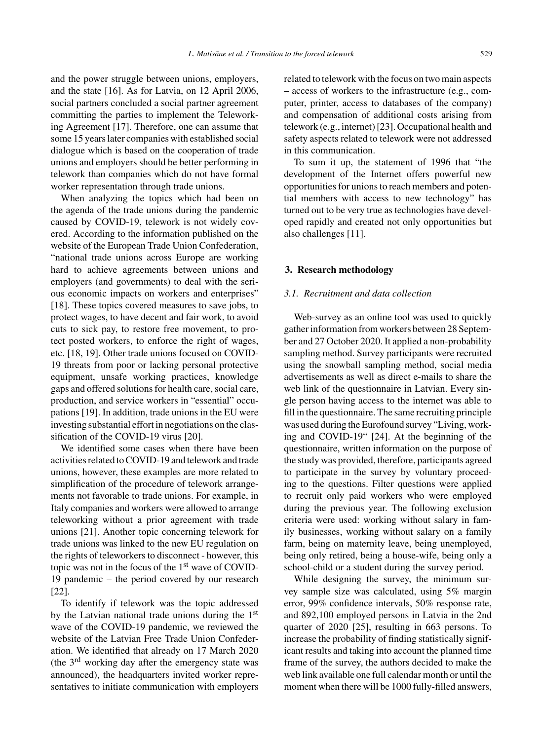and the power struggle between unions, employers, and the state [16]. As for Latvia, on 12 April 2006, social partners concluded a social partner agreement committing the parties to implement the Teleworking Agreement [17]. Therefore, one can assume that some 15 years later companies with established social dialogue which is based on the cooperation of trade unions and employers should be better performing in telework than companies which do not have formal worker representation through trade unions.

When analyzing the topics which had been on the agenda of the trade unions during the pandemic caused by COVID-19, telework is not widely covered. According to the information published on the website of the European Trade Union Confederation, "national trade unions across Europe are working hard to achieve agreements between unions and employers (and governments) to deal with the serious economic impacts on workers and enterprises" [18]. These topics covered measures to save jobs, to protect wages, to have decent and fair work, to avoid cuts to sick pay, to restore free movement, to protect posted workers, to enforce the right of wages, etc. [18, 19]. Other trade unions focused on COVID-19 threats from poor or lacking personal protective equipment, unsafe working practices, knowledge gaps and offered solutions for health care, social care, production, and service workers in "essential" occupations [19]. In addition, trade unions in the EU were investing substantial effort in negotiations on the classification of the COVID-19 virus [20].

We identified some cases when there have been activities related to COVID-19 and telework and trade unions, however, these examples are more related to simplification of the procedure of telework arrangements not favorable to trade unions. For example, in Italy companies and workers were allowed to arrange teleworking without a prior agreement with trade unions [21]. Another topic concerning telework for trade unions was linked to the new EU regulation on the rights of teleworkers to disconnect - however, this topic was not in the focus of the 1st wave of COVID-19 pandemic – the period covered by our research [22].

To identify if telework was the topic addressed by the Latvian national trade unions during the 1st wave of the COVID-19 pandemic, we reviewed the website of the Latvian Free Trade Union Confederation. We identified that already on 17 March 2020 (the 3rd working day after the emergency state was announced), the headquarters invited worker representatives to initiate communication with employers related to telework with the focus on two main aspects – access of workers to the infrastructure (e.g., computer, printer, access to databases of the company) and compensation of additional costs arising from telework (e.g., internet) [23]. Occupational health and safety aspects related to telework were not addressed in this communication.

To sum it up, the statement of 1996 that "the development of the Internet offers powerful new opportunities for unions to reach members and potential members with access to new technology" has turned out to be very true as technologies have developed rapidly and created not only opportunities but also challenges [11].

## 3. Research methodology

### *3.1. Recruitment and data collection*

Web-survey as an online tool was used to quickly gather information from workers between 28 September and 27 October 2020. It applied a non-probability sampling method. Survey participants were recruited using the snowball sampling method, social media advertisements as well as direct e-mails to share the web link of the questionnaire in Latvian. Every single person having access to the internet was able to fill in the questionnaire. The same recruiting principle was used during the Eurofound survey "Living, working and COVID-19" [24]. At the beginning of the questionnaire, written information on the purpose of the study was provided, therefore, participants agreed to participate in the survey by voluntary proceeding to the questions. Filter questions were applied to recruit only paid workers who were employed during the previous year. The following exclusion criteria were used: working without salary in family businesses, working without salary on a family farm, being on maternity leave, being unemployed, being only retired, being a house-wife, being only a school-child or a student during the survey period.

While designing the survey, the minimum survey sample size was calculated, using 5% margin error, 99% confidence intervals, 50% response rate, and 892,100 employed persons in Latvia in the 2nd quarter of 2020 [25], resulting in 663 persons. To increase the probability of finding statistically significant results and taking into account the planned time frame of the survey, the authors decided to make the web link available one full calendar month or until the moment when there will be 1000 fully-filled answers,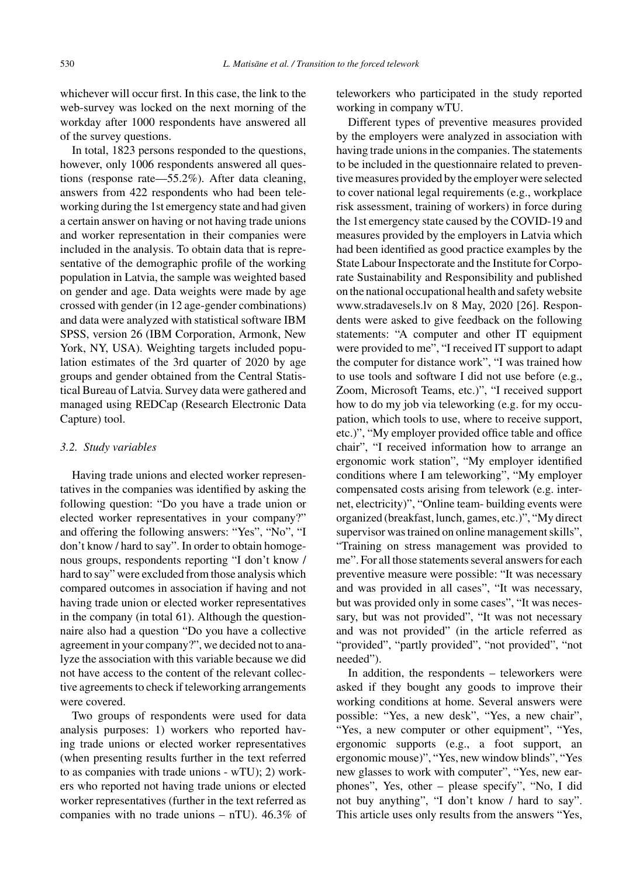whichever will occur first. In this case, the link to the web-survey was locked on the next morning of the workday after 1000 respondents have answered all of the survey questions.

In total, 1823 persons responded to the questions, however, only 1006 respondents answered all questions (response rate—55.2%). After data cleaning, answers from 422 respondents who had been teleworking during the 1st emergency state and had given a certain answer on having or not having trade unions and worker representation in their companies were included in the analysis. To obtain data that is representative of the demographic profile of the working population in Latvia, the sample was weighted based on gender and age. Data weights were made by age crossed with gender (in 12 age-gender combinations) and data were analyzed with statistical software IBM SPSS, version 26 (IBM Corporation, Armonk, New York, NY, USA). Weighting targets included population estimates of the 3rd quarter of 2020 by age groups and gender obtained from the Central Statistical Bureau of Latvia. Survey data were gathered and managed using REDCap (Research Electronic Data Capture) tool.

### 3.2. Study variables

Having trade unions and elected worker representatives in the companies was identified by asking the following question: "Do you have a trade union or elected worker representatives in your company?" and offering the following answers: "Yes", "No", "I don't know / hard to say". In order to obtain homogenous groups, respondents reporting "I don't know / hard to say" were excluded from those analysis which compared outcomes in association if having and not having trade union or elected worker representatives in the company (in total 61). Although the questionnaire also had a question "Do you have a collective agreement in your company?", we decided not to analyze the association with this variable because we did not have access to the content of the relevant collective agreements to check if teleworking arrangements were covered.

Two groups of respondents were used for data analysis purposes: 1) workers who reported having trade unions or elected worker representatives (when presenting results further in the text referred to as companies with trade unions - wTU); 2) workers who reported not having trade unions or elected worker representatives (further in the text referred as companies with no trade unions – nTU). 46.3% of teleworkers who participated in the study reported working in company wTU.

Different types of preventive measures provided by the employers were analyzed in association with having trade unions in the companies. The statements to be included in the questionnaire related to preventive measures provided by the employer were selected to cover national legal requirements (e.g., workplace risk assessment, training of workers) in force during the 1st emergency state caused by the COVID-19 and measures provided by the employers in Latvia which had been identified as good practice examples by the State Labour Inspectorate and the Institute for Corporate Sustainability and Responsibility and published on the national occupational health and safety website www.stradavesels.lv on 8 May, 2020 [26]. Respondents were asked to give feedback on the following statements: "A computer and other IT equipment were provided to me", "I received IT support to adapt the computer for distance work", "I was trained how to use tools and software I did not use before (e.g., Zoom, Microsoft Teams, etc.)", "I received support how to do my job via teleworking (e.g. for my occupation, which tools to use, where to receive support, etc.)", "My employer provided office table and office chair", "I received information how to arrange an ergonomic work station", "My employer identified conditions where I am teleworking", "My employer compensated costs arising from telework (e.g. internet, electricity)", "Online team- building events were organized (breakfast, lunch, games, etc.)", "My direct supervisor was trained on online management skills", "Training on stress management was provided to me". For all those statements several answers for each preventive measure were possible: "It was necessary and was provided in all cases", "It was necessary, but was provided only in some cases", "It was necessary, but was not provided", "It was not necessary and was not provided" (in the article referred as "provided", "partly provided", "not provided", "not needed").

In addition, the respondents – teleworkers were asked if they bought any goods to improve their working conditions at home. Several answers were possible: "Yes, a new desk", "Yes, a new chair", "Yes, a new computer or other equipment", "Yes, ergonomic supports (e.g., a foot support, an ergonomic mouse)", "Yes, new window blinds", "Yes new glasses to work with computer", "Yes, new earphones", Yes, other – please specify", "No, I did not buy anything", "I don't know / hard to say". This article uses only results from the answers "Yes,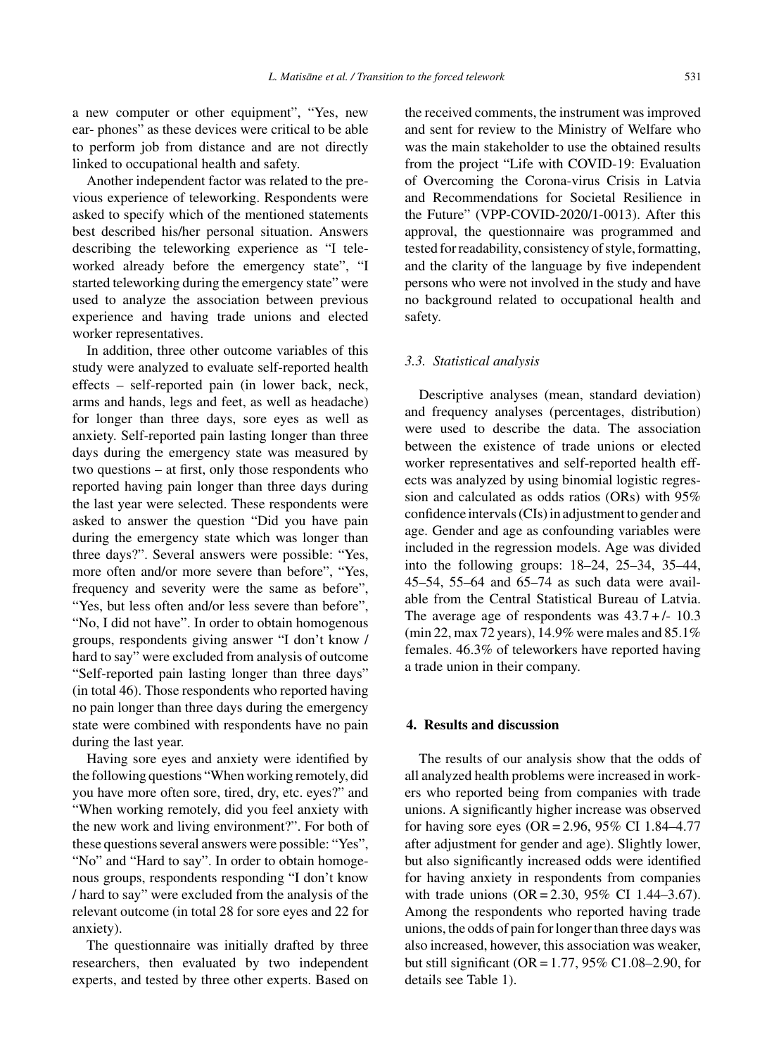a new computer or other equipment", "Yes, new ear- phones" as these devices were critical to be able to perform job from distance and are not directly linked to occupational health and safety.

Another independent factor was related to the previous experience of teleworking. Respondents were asked to specify which of the mentioned statements best described his/her personal situation. Answers describing the teleworking experience as "I teleworked already before the emergency state", "I started teleworking during the emergency state" were used to analyze the association between previous experience and having trade unions and elected worker representatives.

In addition, three other outcome variables of this study were analyzed to evaluate self-reported health effects – self-reported pain (in lower back, neck, arms and hands, legs and feet, as well as headache) for longer than three days, sore eyes as well as anxiety. Self-reported pain lasting longer than three days during the emergency state was measured by two questions – at first, only those respondents who reported having pain longer than three days during the last year were selected. These respondents were asked to answer the question "Did you have pain during the emergency state which was longer than three days?". Several answers were possible: "Yes, more often and/or more severe than before", "Yes, frequency and severity were the same as before", "Yes, but less often and/or less severe than before", "No, I did not have". In order to obtain homogenous groups, respondents giving answer "I don't know / hard to say" were excluded from analysis of outcome "Self-reported pain lasting longer than three days" (in total 46). Those respondents who reported having no pain longer than three days during the emergency state were combined with respondents have no pain during the last year.

Having sore eyes and anxiety were identified by the following questions "When working remotely, did you have more often sore, tired, dry, etc. eyes?" and "When working remotely, did you feel anxiety with the new work and living environment?". For both of these questions several answers were possible: "Yes", "No" and "Hard to say". In order to obtain homogenous groups, respondents responding "I don't know / hard to say" were excluded from the analysis of the relevant outcome (in total 28 for sore eyes and 22 for anxiety).

The questionnaire was initially drafted by three researchers, then evaluated by two independent experts, and tested by three other experts. Based on the received comments, the instrument was improved and sent for review to the Ministry of Welfare who was the main stakeholder to use the obtained results from the project "Life with COVID-19: Evaluation of Overcoming the Corona-virus Crisis in Latvia and Recommendations for Societal Resilience in the Future" (VPP-COVID-2020/1-0013). After this approval, the questionnaire was programmed and tested for readability, consistency of style, formatting, and the clarity of the language by five independent persons who were not involved in the study and have no background related to occupational health and safety.

### *3.3. Statistical analysis*

Descriptive analyses (mean, standard deviation) and frequency analyses (percentages, distribution) were used to describe the data. The association between the existence of trade unions or elected worker representatives and self-reported health effects was analyzed by using binomial logistic regression and calculated as odds ratios (ORs) with 95% confidence intervals (CIs) in adjustment to gender and age. Gender and age as confounding variables were included in the regression models. Age was divided into the following groups: 18–24, 25–34, 35–44, 45–54, 55–64 and 65–74 as such data were available from the Central Statistical Bureau of Latvia. The average age of respondents was 43.7 +/- 10.3 (min 22, max 72 years), 14.9% were males and 85.1% females. 46.3% of teleworkers have reported having a trade union in their company.

## **4. Results and discussion**

The results of our analysis show that the odds of all analyzed health problems were increased in workers who reported being from companies with trade unions. A significantly higher increase was observed for having sore eyes (OR = 2.96, 95% CI 1.84–4.77 after adjustment for gender and age). Slightly lower, but also significantly increased odds were identified for having anxiety in respondents from companies with trade unions (OR = 2.30, 95% CI 1.44–3.67). Among the respondents who reported having trade unions, the odds of pain for longer than three days was also increased, however, this association was weaker, but still significant (OR = 1.77, 95% C1.08–2.90, for details see Table 1).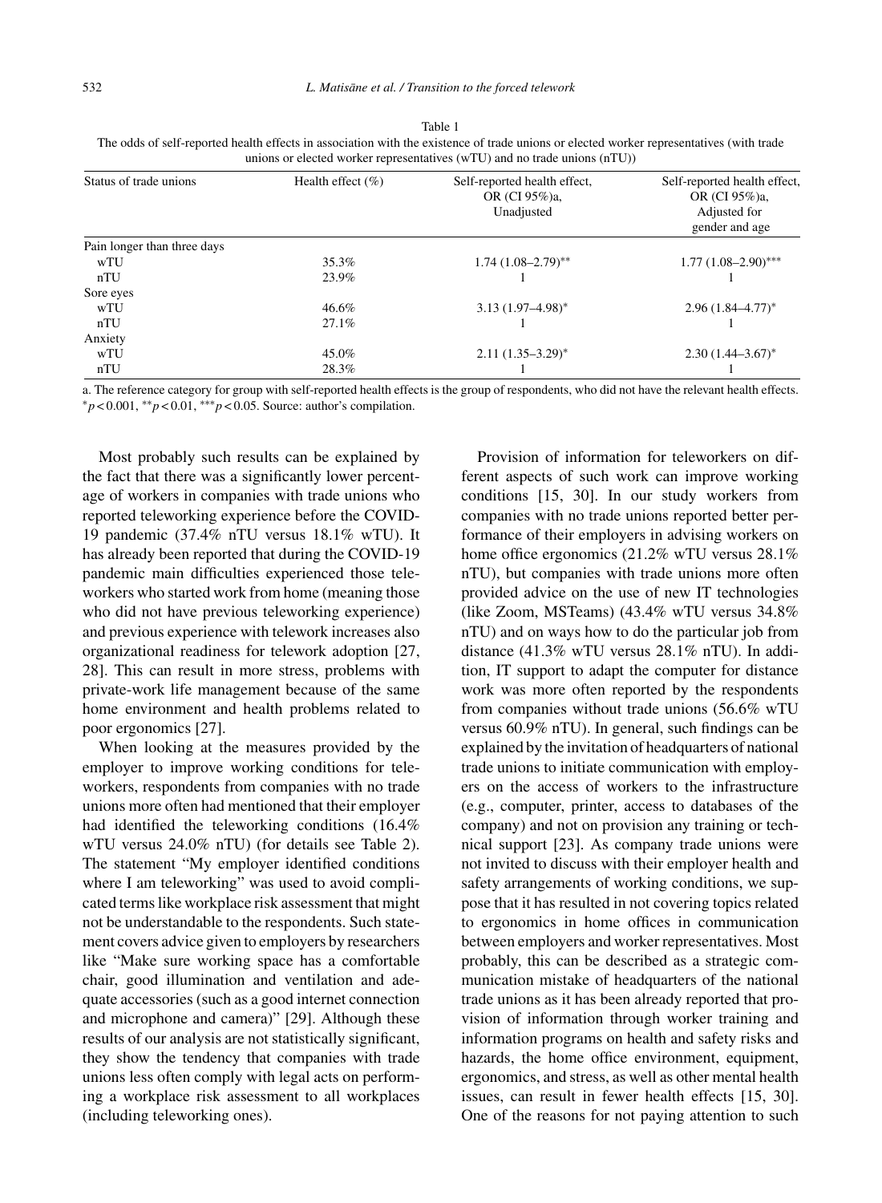Table 1
The odds of self-reported health effects in association with the existence of trade unions or elected worker representatives (with trade unions or elected worker representatives (wTU) and no trade unions (nTU))

| Status of trade unions | Health effect (%) | Self-reported health effect, OR (CI 95%)a, Unadjusted | Self-reported health effect, OR (CI 95%)a, Adjusted for gender and age |
|---|---|---|---|
| Pain longer than three days | | | |
| wTU | 35.3% | 1.74 (1.08–2.79)** | 1.77 (1.08–2.90)*** |
| nTU | 23.9% | 1 | 1 |
| Sore eyes | | | |
| wTU | 46.6% | 3.13 (1.97–4.98)* | 2.96 (1.84–4.77)* |
| nTU | 27.1% | 1 | 1 |
| Anxiety | | | |
| wTU | 45.0% | 2.11 (1.35–3.29)* | 2.30 (1.44–3.67)* |
| nTU | 28.3% | 1 | 1 |

a. The reference category for group with self-reported health effects is the group of respondents, who did not have the relevant health effects. *$p < 0.001$, **$p < 0.01$, ***$p < 0.05$. Source: author's compilation.

Most probably such results can be explained by the fact that there was a significantly lower percentage of workers in companies with trade unions who reported teleworking experience before the COVID-19 pandemic (37.4% nTU versus 18.1% wTU). It has already been reported that during the COVID-19 pandemic main difficulties experienced those teleworkers who started work from home (meaning those who did not have previous teleworking experience) and previous experience with telework increases also organizational readiness for telework adoption [27, 28]. This can result in more stress, problems with private-work life management because of the same home environment and health problems related to poor ergonomics [27].

When looking at the measures provided by the employer to improve working conditions for teleworkers, respondents from companies with no trade unions more often had mentioned that their employer had identified the teleworking conditions (16.4% wTU versus 24.0% nTU) (for details see Table 2). The statement "My employer identified conditions where I am teleworking" was used to avoid complicated terms like workplace risk assessment that might not be understandable to the respondents. Such statement covers advice given to employers by researchers like "Make sure working space has a comfortable chair, good illumination and ventilation and adequate accessories (such as a good internet connection and microphone and camera)" [29]. Although these results of our analysis are not statistically significant, they show the tendency that companies with trade unions less often comply with legal acts on performing a workplace risk assessment to all workplaces (including teleworking ones).

Provision of information for teleworkers on different aspects of such work can improve working conditions [15, 30]. In our study workers from companies with no trade unions reported better performance of their employers in advising workers on home office ergonomics (21.2% wTU versus 28.1% nTU), but companies with trade unions more often provided advice on the use of new IT technologies (like Zoom, MSTeams) (43.4% wTU versus 34.8% nTU) and on ways how to do the particular job from distance (41.3% wTU versus 28.1% nTU). In addition, IT support to adapt the computer for distance work was more often reported by the respondents from companies without trade unions (56.6% wTU versus 60.9% nTU). In general, such findings can be explained by the invitation of headquarters of national trade unions to initiate communication with employers on the access of workers to the infrastructure (e.g., computer, printer, access to databases of the company) and not on provision any training or technical support [23]. As company trade unions were not invited to discuss with their employer health and safety arrangements of working conditions, we suppose that it has resulted in not covering topics related to ergonomics in home offices in communication between employers and worker representatives. Most probably, this can be described as a strategic communication mistake of headquarters of the national trade unions as it has been already reported that provision of information through worker training and information programs on health and safety risks and hazards, the home office environment, equipment, ergonomics, and stress, as well as other mental health issues, can result in fewer health effects [15, 30]. One of the reasons for not paying attention to such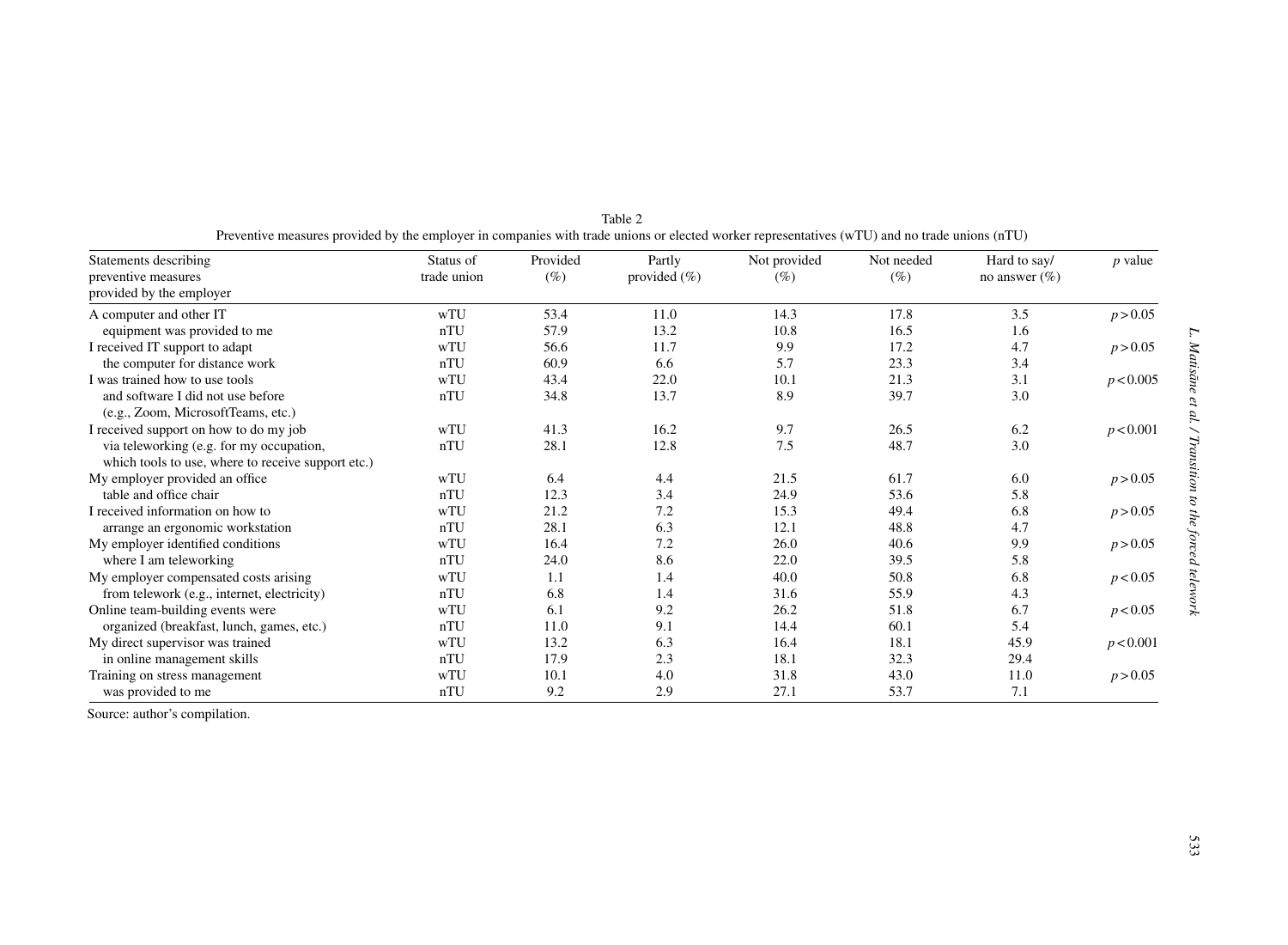Table 2
Preventive measures provided by the employer in companies with trade unions or elected worker representatives (wTU) and no trade unions (nTU)

| Statements describing preventive measures provided by the employer | Status of trade union | Provided (%) | Partly provided (%) | Not provided (%) | Not needed (%) | Hard to say/ no answer (%) | *p* value |
|---|---|---|---|---|---|---|---|
| A computer and other IT equipment was provided to me | wTU | 53.4 | 11.0 | 14.3 | 17.8 | 3.5 | $p > 0.05$ |
| | nTU | 57.9 | 13.2 | 10.8 | 16.5 | 1.6 | |
| I received IT support to adapt the computer for distance work | wTU | 56.6 | 11.7 | 9.9 | 17.2 | 4.7 | $p > 0.05$ |
| | nTU | 60.9 | 6.6 | 5.7 | 23.3 | 3.4 | |
| I was trained how to use tools and software I did not use before (e.g., Zoom, MicrosoftTeams, etc.) | wTU | 43.4 | 22.0 | 10.1 | 21.3 | 3.1 | $p < 0.005$ |
| | nTU | 34.8 | 13.7 | 8.9 | 39.7 | 3.0 | |
| I received support on how to do my job via teleworking (e.g. for my occupation, which tools to use, where to receive support etc.) | wTU | 41.3 | 16.2 | 9.7 | 26.5 | 6.2 | $p < 0.001$ |
| | nTU | 28.1 | 12.8 | 7.5 | 48.7 | 3.0 | |
| My employer provided an office table and office chair | wTU | 6.4 | 4.4 | 21.5 | 61.7 | 6.0 | $p > 0.05$ |
| | nTU | 12.3 | 3.4 | 24.9 | 53.6 | 5.8 | |
| I received information on how to arrange an ergonomic workstation | wTU | 21.2 | 7.2 | 15.3 | 49.4 | 6.8 | $p > 0.05$ |
| | nTU | 28.1 | 6.3 | 12.1 | 48.8 | 4.7 | |
| My employer identified conditions where I am teleworking | wTU | 16.4 | 7.2 | 26.0 | 40.6 | 9.9 | $p > 0.05$ |
| | nTU | 24.0 | 8.6 | 22.0 | 39.5 | 5.8 | |
| My employer compensated costs arising from telework (e.g., internet, electricity) | wTU | 1.1 | 1.4 | 40.0 | 50.8 | 6.8 | $p < 0.05$ |
| | nTU | 6.8 | 1.4 | 31.6 | 55.9 | 4.3 | |
| Online team-building events were organized (breakfast, lunch, games, etc.) | wTU | 6.1 | 9.2 | 26.2 | 51.8 | 6.7 | $p < 0.05$ |
| | nTU | 11.0 | 9.1 | 14.4 | 60.1 | 5.4 | |
| My direct supervisor was trained in online management skills | wTU | 13.2 | 6.3 | 16.4 | 18.1 | 45.9 | $p < 0.001$ |
| | nTU | 17.9 | 2.3 | 18.1 | 32.3 | 29.4 | |
| Training on stress management was provided to me | wTU | 10.1 | 4.0 | 31.8 | 43.0 | 11.0 | $p > 0.05$ |
| | nTU | 9.2 | 2.9 | 27.1 | 53.7 | 7.1 | |

Source: author's compilation.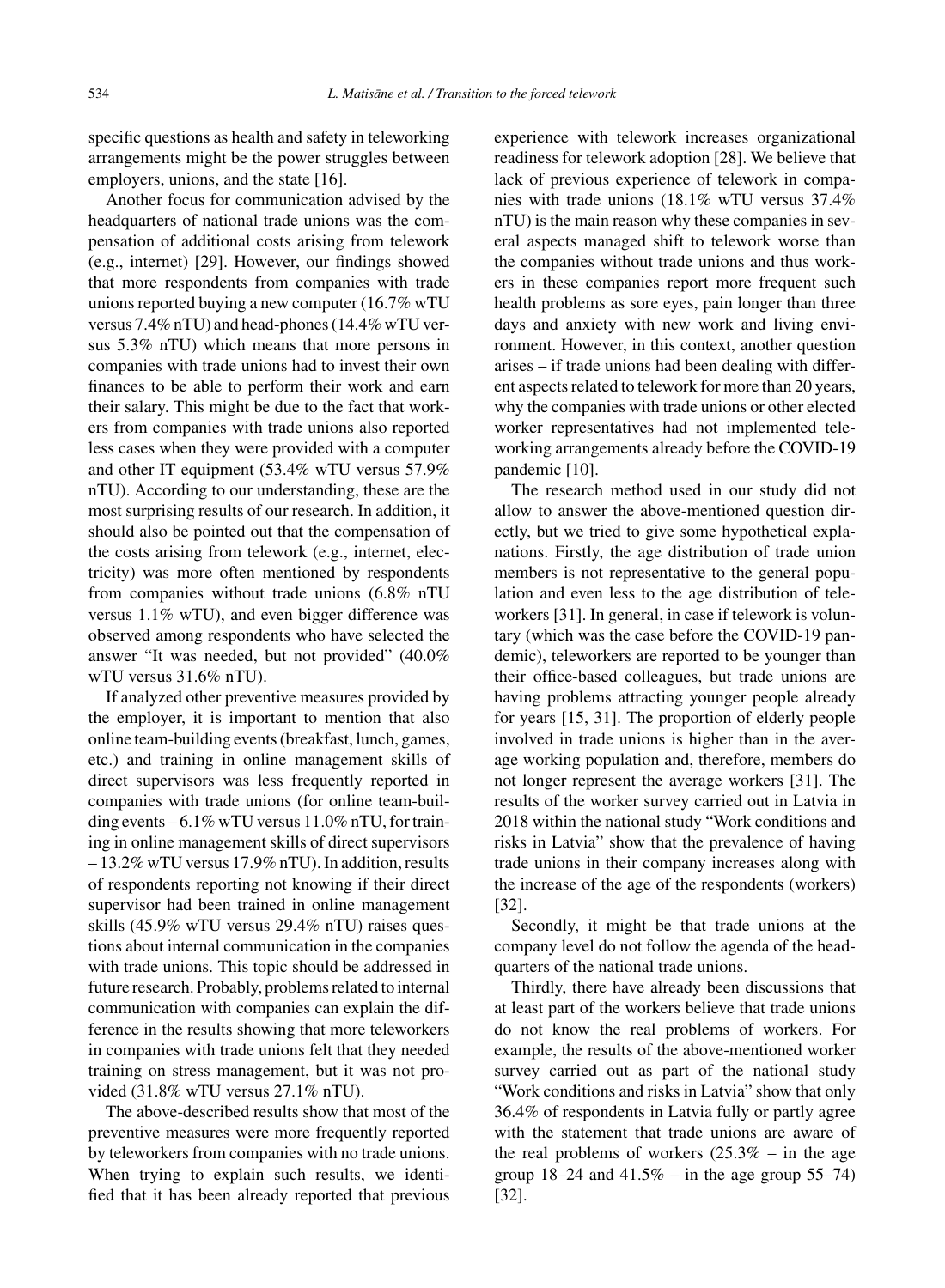specific questions as health and safety in teleworking arrangements might be the power struggles between employers, unions, and the state [16].

Another focus for communication advised by the headquarters of national trade unions was the compensation of additional costs arising from telework (e.g., internet) [29]. However, our findings showed that more respondents from companies with trade unions reported buying a new computer (16.7% wTU versus 7.4% nTU) and head-phones (14.4% wTU versus 5.3% nTU) which means that more persons in companies with trade unions had to invest their own finances to be able to perform their work and earn their salary. This might be due to the fact that workers from companies with trade unions also reported less cases when they were provided with a computer and other IT equipment (53.4% wTU versus 57.9% nTU). According to our understanding, these are the most surprising results of our research. In addition, it should also be pointed out that the compensation of the costs arising from telework (e.g., internet, electricity) was more often mentioned by respondents from companies without trade unions (6.8% nTU versus 1.1% wTU), and even bigger difference was observed among respondents who have selected the answer "It was needed, but not provided" (40.0% wTU versus 31.6% nTU).

If analyzed other preventive measures provided by the employer, it is important to mention that also online team-building events (breakfast, lunch, games, etc.) and training in online management skills of direct supervisors was less frequently reported in companies with trade unions (for online team-building events – 6.1% wTU versus 11.0% nTU, for training in online management skills of direct supervisors – 13.2% wTU versus 17.9% nTU). In addition, results of respondents reporting not knowing if their direct supervisor had been trained in online management skills (45.9% wTU versus 29.4% nTU) raises questions about internal communication in the companies with trade unions. This topic should be addressed in future research. Probably, problems related to internal communication with companies can explain the difference in the results showing that more teleworkers in companies with trade unions felt that they needed training on stress management, but it was not provided (31.8% wTU versus 27.1% nTU).

The above-described results show that most of the preventive measures were more frequently reported by teleworkers from companies with no trade unions. When trying to explain such results, we identified that it has been already reported that previous experience with telework increases organizational readiness for telework adoption [28]. We believe that lack of previous experience of telework in companies with trade unions (18.1% wTU versus 37.4% nTU) is the main reason why these companies in several aspects managed shift to telework worse than the companies without trade unions and thus workers in these companies report more frequent such health problems as sore eyes, pain longer than three days and anxiety with new work and living environment. However, in this context, another question arises – if trade unions had been dealing with different aspects related to telework for more than 20 years, why the companies with trade unions or other elected worker representatives had not implemented teleworking arrangements already before the COVID-19 pandemic [10].

The research method used in our study did not allow to answer the above-mentioned question directly, but we tried to give some hypothetical explanations. Firstly, the age distribution of trade union members is not representative to the general population and even less to the age distribution of teleworkers [31]. In general, in case if telework is voluntary (which was the case before the COVID-19 pandemic), teleworkers are reported to be younger than their office-based colleagues, but trade unions are having problems attracting younger people already for years [15, 31]. The proportion of elderly people involved in trade unions is higher than in the average working population and, therefore, members do not longer represent the average workers [31]. The results of the worker survey carried out in Latvia in 2018 within the national study "Work conditions and risks in Latvia" show that the prevalence of having trade unions in their company increases along with the increase of the age of the respondents (workers) [32].

Secondly, it might be that trade unions at the company level do not follow the agenda of the headquarters of the national trade unions.

Thirdly, there have already been discussions that at least part of the workers believe that trade unions do not know the real problems of workers. For example, the results of the above-mentioned worker survey carried out as part of the national study "Work conditions and risks in Latvia" show that only 36.4% of respondents in Latvia fully or partly agree with the statement that trade unions are aware of the real problems of workers (25.3% – in the age group 18–24 and 41.5% – in the age group 55–74) [32].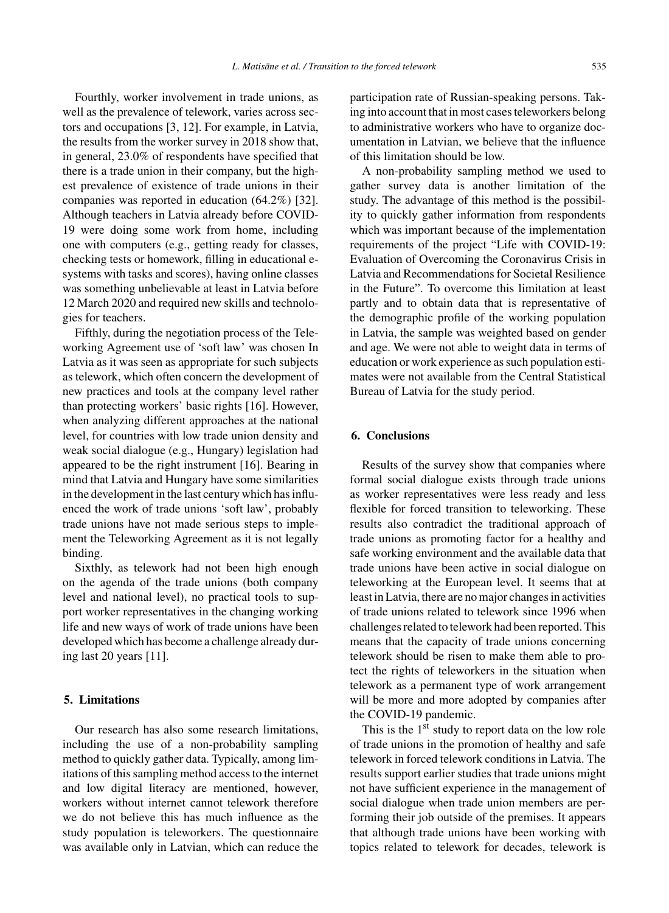Fourthly, worker involvement in trade unions, as well as the prevalence of telework, varies across sectors and occupations [3, 12]. For example, in Latvia, the results from the worker survey in 2018 show that, in general, 23.0% of respondents have specified that there is a trade union in their company, but the highest prevalence of existence of trade unions in their companies was reported in education (64.2%) [32]. Although teachers in Latvia already before COVID-19 were doing some work from home, including one with computers (e.g., getting ready for classes, checking tests or homework, filling in educational e-systems with tasks and scores), having online classes was something unbelievable at least in Latvia before 12 March 2020 and required new skills and technologies for teachers.

Fifthly, during the negotiation process of the Teleworking Agreement use of 'soft law' was chosen In Latvia as it was seen as appropriate for such subjects as telework, which often concern the development of new practices and tools at the company level rather than protecting workers' basic rights [16]. However, when analyzing different approaches at the national level, for countries with low trade union density and weak social dialogue (e.g., Hungary) legislation had appeared to be the right instrument [16]. Bearing in mind that Latvia and Hungary have some similarities in the development in the last century which has influenced the work of trade unions 'soft law', probably trade unions have not made serious steps to implement the Teleworking Agreement as it is not legally binding.

Sixthly, as telework had not been high enough on the agenda of the trade unions (both company level and national level), no practical tools to support worker representatives in the changing working life and new ways of work of trade unions have been developed which has become a challenge already during last 20 years [11].

## 5. Limitations

Our research has also some research limitations, including the use of a non-probability sampling method to quickly gather data. Typically, among limitations of this sampling method access to the internet and low digital literacy are mentioned, however, workers without internet cannot telework therefore we do not believe this has much influence as the study population is teleworkers. The questionnaire was available only in Latvian, which can reduce the participation rate of Russian-speaking persons. Taking into account that in most cases teleworkers belong to administrative workers who have to organize documentation in Latvian, we believe that the influence of this limitation should be low.

A non-probability sampling method we used to gather survey data is another limitation of the study. The advantage of this method is the possibility to quickly gather information from respondents which was important because of the implementation requirements of the project "Life with COVID-19: Evaluation of Overcoming the Coronavirus Crisis in Latvia and Recommendations for Societal Resilience in the Future". To overcome this limitation at least partly and to obtain data that is representative of the demographic profile of the working population in Latvia, the sample was weighted based on gender and age. We were not able to weight data in terms of education or work experience as such population estimates were not available from the Central Statistical Bureau of Latvia for the study period.

## 6. Conclusions

Results of the survey show that companies where formal social dialogue exists through trade unions as worker representatives were less ready and less flexible for forced transition to teleworking. These results also contradict the traditional approach of trade unions as promoting factor for a healthy and safe working environment and the available data that trade unions have been active in social dialogue on teleworking at the European level. It seems that at least in Latvia, there are no major changes in activities of trade unions related to telework since 1996 when challenges related to telework had been reported. This means that the capacity of trade unions concerning telework should be risen to make them able to protect the rights of teleworkers in the situation when telework as a permanent type of work arrangement will be more and more adopted by companies after the COVID-19 pandemic.

This is the 1st study to report data on the low role of trade unions in the promotion of healthy and safe telework in forced telework conditions in Latvia. The results support earlier studies that trade unions might not have sufficient experience in the management of social dialogue when trade union members are performing their job outside of the premises. It appears that although trade unions have been working with topics related to telework for decades, telework is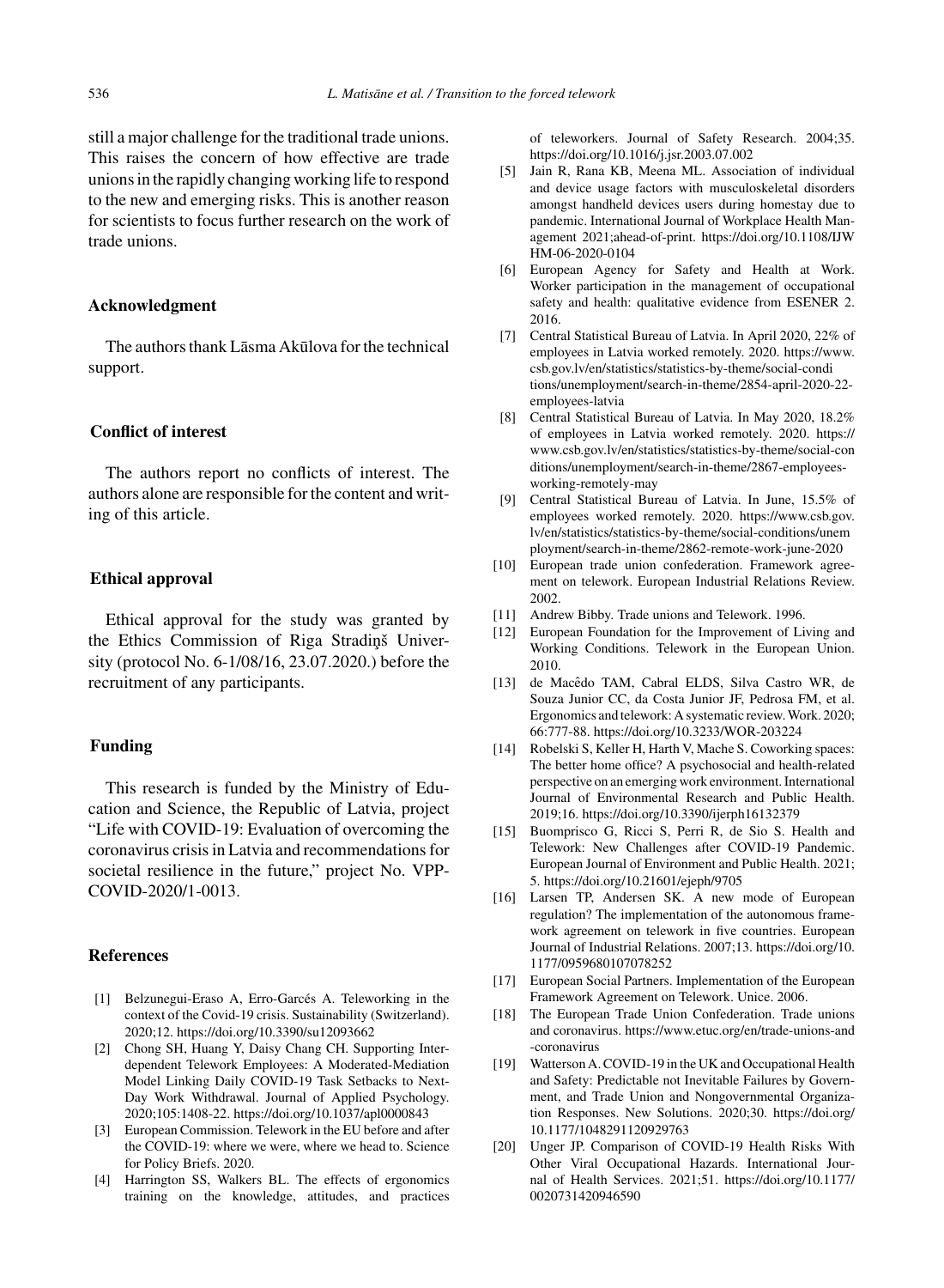still a major challenge for the traditional trade unions. This raises the concern of how effective are trade unions in the rapidly changing working life to respond to the new and emerging risks. This is another reason for scientists to focus further research on the work of trade unions.

## Acknowledgment

The authors thank Lāsma Akūlova for the technical support.

## Conflict of interest

The authors report no conflicts of interest. The authors alone are responsible for the content and writing of this article.

## Ethical approval

Ethical approval for the study was granted by the Ethics Commission of Riga Stradiņš University (protocol No. 6-1/08/16, 23.07.2020.) before the recruitment of any participants.

## Funding

This research is funded by the Ministry of Education and Science, the Republic of Latvia, project "Life with COVID-19: Evaluation of overcoming the coronavirus crisis in Latvia and recommendations for societal resilience in the future," project No. VPP-COVID-2020/1-0013.

## References

[1] Belzunegui-Eraso A, Erro-Garcés A. Teleworking in the context of the Covid-19 crisis. Sustainability (Switzerland). 2020;12. https://doi.org/10.3390/su12093662

[2] Chong SH, Huang Y, Daisy Chang CH. Supporting Interdependent Telework Employees: A Moderated-Mediation Model Linking Daily COVID-19 Task Setbacks to Next-Day Work Withdrawal. Journal of Applied Psychology. 2020;105:1408-22. https://doi.org/10.1037/apl0000843

[3] European Commission. Telework in the EU before and after the COVID-19: where we were, where we head to. Science for Policy Briefs. 2020.

[4] Harrington SS, Walkers BL. The effects of ergonomics training on the knowledge, attitudes, and practices of teleworkers. Journal of Safety Research. 2004;35. https://doi.org/10.1016/j.jsr.2003.07.002

[5] Jain R, Rana KB, Meena ML. Association of individual and device usage factors with musculoskeletal disorders amongst handheld devices users during homestay due to pandemic. International Journal of Workplace Health Management 2021;ahead-of-print. https://doi.org/10.1108/IJWHM-06-2020-0104

[6] European Agency for Safety and Health at Work. Worker participation in the management of occupational safety and health: qualitative evidence from ESENER 2. 2016.

[7] Central Statistical Bureau of Latvia. In April 2020, 22% of employees in Latvia worked remotely. 2020. https://www.csb.gov.lv/en/statistics/statistics-by-theme/social-conditions/unemployment/search-in-theme/2854-april-2020-22-employees-latvia

[8] Central Statistical Bureau of Latvia. In May 2020, 18.2% of employees in Latvia worked remotely. 2020. https://www.csb.gov.lv/en/statistics/statistics-by-theme/social-conditions/unemployment/search-in-theme/2867-employees-working-remotely-may

[9] Central Statistical Bureau of Latvia. In June, 15.5% of employees worked remotely. 2020. https://www.csb.gov.lv/en/statistics/statistics-by-theme/social-conditions/unemployment/search-in-theme/2862-remote-work-june-2020

[10] European trade union confederation. Framework agreement on telework. European Industrial Relations Review. 2002.

[11] Andrew Bibby. Trade unions and Telework. 1996.

[12] European Foundation for the Improvement of Living and Working Conditions. Telework in the European Union. 2010.

[13] de Macêdo TAM, Cabral ELDS, Silva Castro WR, de Souza Junior CC, da Costa Junior JF, Pedrosa FM, et al. Ergonomics and telework: A systematic review. Work. 2020; 66:777-88. https://doi.org/10.3233/WOR-203224

[14] Robelski S, Keller H, Harth V, Mache S. Coworking spaces: The better home office? A psychosocial and health-related perspective on an emerging work environment. International Journal of Environmental Research and Public Health. 2019;16. https://doi.org/10.3390/ijerph16132379

[15] Buomprisco G, Ricci S, Perri R, de Sio S. Health and Telework: New Challenges after COVID-19 Pandemic. European Journal of Environment and Public Health. 2021; 5. https://doi.org/10.21601/ejeph/9705

[16] Larsen TP, Andersen SK. A new mode of European regulation? The implementation of the autonomous framework agreement on telework in five countries. European Journal of Industrial Relations. 2007;13. https://doi.org/10.1177/0959680107078252

[17] European Social Partners. Implementation of the European Framework Agreement on Telework. Unice. 2006.

[18] The European Trade Union Confederation. Trade unions and coronavirus. https://www.etuc.org/en/trade-unions-and-coronavirus

[19] Watterson A. COVID-19 in the UK and Occupational Health and Safety: Predictable not Inevitable Failures by Government, and Trade Union and Nongovernmental Organization Responses. New Solutions. 2020;30. https://doi.org/10.1177/1048291120929763

[20] Unger JP. Comparison of COVID-19 Health Risks With Other Viral Occupational Hazards. International Journal of Health Services. 2021;51. https://doi.org/10.1177/0020731420946590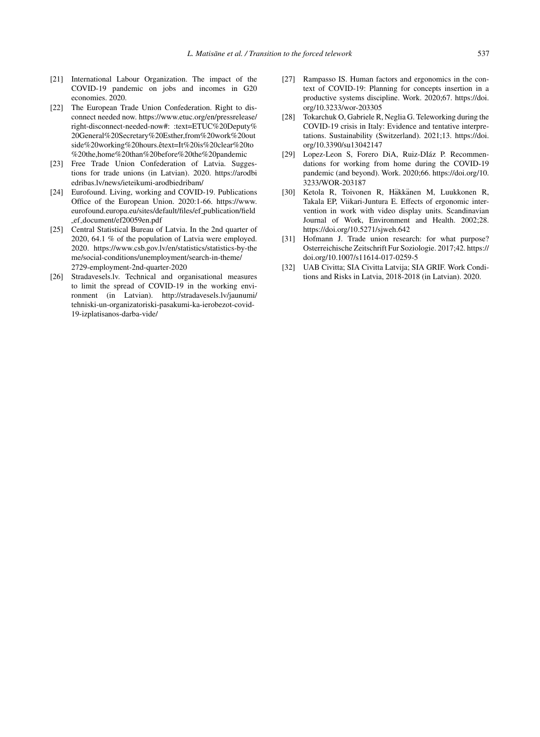[21] International Labour Organization. The impact of the COVID-19 pandemic on jobs and incomes in G20 economies. 2020.

[22] The European Trade Union Confederation. Right to disconnect needed now. https://www.etuc.org/en/pressrelease/right-disconnect-needed-now#: :text=ETUC%20Deputy%20General%20Secretary%20Esther,from%20work%20outside%20working%20hours.êtext=It%20is%20clear%20to%20the,home%20than%20before%20the%20pandemic

[23] Free Trade Union Confederation of Latvia. Suggestions for trade unions (in Latvian). 2020. https://arodbiedribas.lv/news/ieteikumi-arodbiedribam/

[24] Eurofound. Living, working and COVID-19. Publications Office of the European Union. 2020:1-66. https://www.eurofound.europa.eu/sites/default/files/ef_publication/field_ef_document/ef20059en.pdf

[25] Central Statistical Bureau of Latvia. In the 2nd quarter of 2020, 64.1 % of the population of Latvia were employed. 2020. https://www.csb.gov.lv/en/statistics/statistics-by-theme/social-conditions/unemployment/search-in-theme/2729-employment-2nd-quarter-2020

[26] Stradavesels.lv. Technical and organisational measures to limit the spread of COVID-19 in the working environment (in Latvian). http://stradavesels.lv/jaunumi/tehniski-un-organizatoriski-pasakumi-ka-ierobezot-covid-19-izplatisanos-darba-vide/

[27] Rampasso IS. Human factors and ergonomics in the context of COVID-19: Planning for concepts insertion in a productive systems discipline. Work. 2020;67. https://doi.org/10.3233/wor-203305

[28] Tokarchuk O, Gabriele R, Neglia G. Teleworking during the COVID-19 crisis in Italy: Evidence and tentative interpretations. Sustainability (Switzerland). 2021;13. https://doi.org/10.3390/su13042147

[29] Lopez-Leon S, Forero DiA, Ruiz-DIáz P. Recommendations for working from home during the COVID-19 pandemic (and beyond). Work. 2020;66. https://doi.org/10.3233/WOR-203187

[30] Ketola R, Toivonen R, Häkkänen M, Luukkonen R, Takala EP, Viikari-Juntura E. Effects of ergonomic intervention in work with video display units. Scandinavian Journal of Work, Environment and Health. 2002;28. https://doi.org/10.5271/sjweh.642

[31] Hofmann J. Trade union research: for what purpose? Osterreichische Zeitschrift Fur Soziologie. 2017;42. https://doi.org/10.1007/s11614-017-0259-5

[32] UAB Civitta; SIA Civitta Latvija; SIA GRIF. Work Conditions and Risks in Latvia, 2018-2018 (in Latvian). 2020.